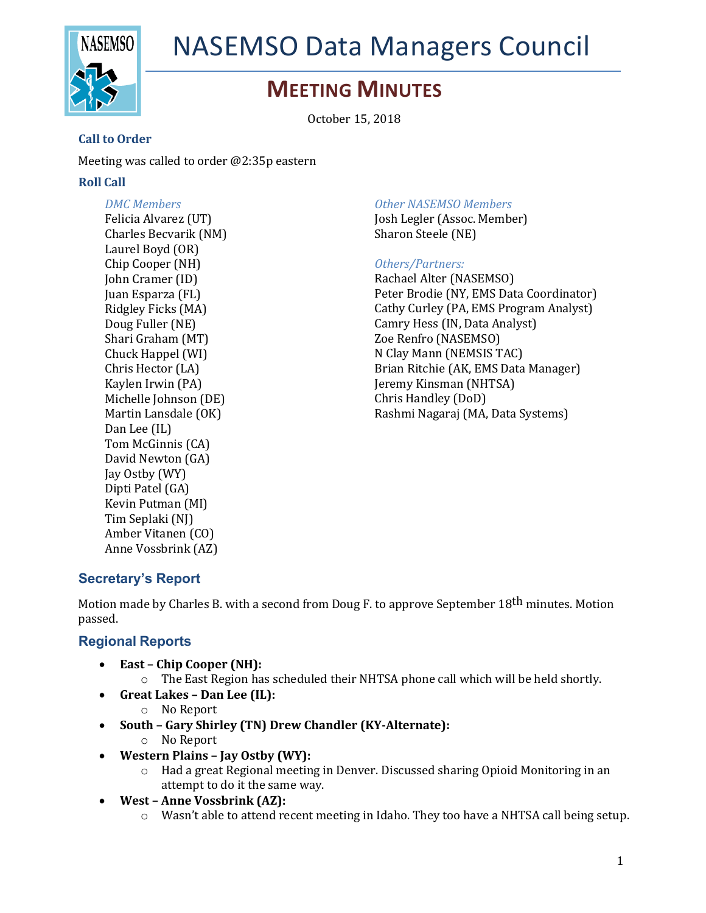# NASEMSO Data Managers Council

## MEETING MINUTES

October 15, 2018

### Call to Order

Meeting was called to order @2:35p eastern

### Roll Call

*DMC Members*
Felicia Alvarez (UT)
Charles Becvarik (NM)
Laurel Boyd (OR)
Chip Cooper (NH)
John Cramer (ID)
Juan Esparza (FL)
Ridgley Ficks (MA)
Doug Fuller (NE)
Shari Graham (MT)
Chuck Happel (WI)
Chris Hector (LA)
Kaylen Irwin (PA)
Michelle Johnson (DE)
Martin Lansdale (OK)
Dan Lee (IL)
Tom McGinnis (CA)
David Newton (GA)
Jay Ostby (WY)
Dipti Patel (GA)
Kevin Putman (MI)
Tim Seplaki (NJ)
Amber Vitanen (CO)
Anne Vossbrink (AZ)

*Other NASEMSO Members*
Josh Legler (Assoc. Member)
Sharon Steele (NE)

*Others/Partners:*
Rachael Alter (NASEMSO)
Peter Brodie (NY, EMS Data Coordinator)
Cathy Curley (PA, EMS Program Analyst)
Camry Hess (IN, Data Analyst)
Zoe Renfro (NASEMSO)
N Clay Mann (NEMSIS TAC)
Brian Ritchie (AK, EMS Data Manager)
Jeremy Kinsman (NHTSA)
Chris Handley (DoD)
Rashmi Nagaraj (MA, Data Systems)

## Secretary's Report

Motion made by Charles B. with a second from Doug F. to approve September 18th minutes. Motion passed.

## Regional Reports

- **East – Chip Cooper (NH):**
  - The East Region has scheduled their NHTSA phone call which will be held shortly.
- **Great Lakes – Dan Lee (IL):**
  - No Report
- **South – Gary Shirley (TN) Drew Chandler (KY-Alternate):**
  - No Report
- **Western Plains – Jay Ostby (WY):**
  - Had a great Regional meeting in Denver. Discussed sharing Opioid Monitoring in an attempt to do it the same way.
- **West – Anne Vossbrink (AZ):**
  - Wasn't able to attend recent meeting in Idaho. They too have a NHTSA call being setup.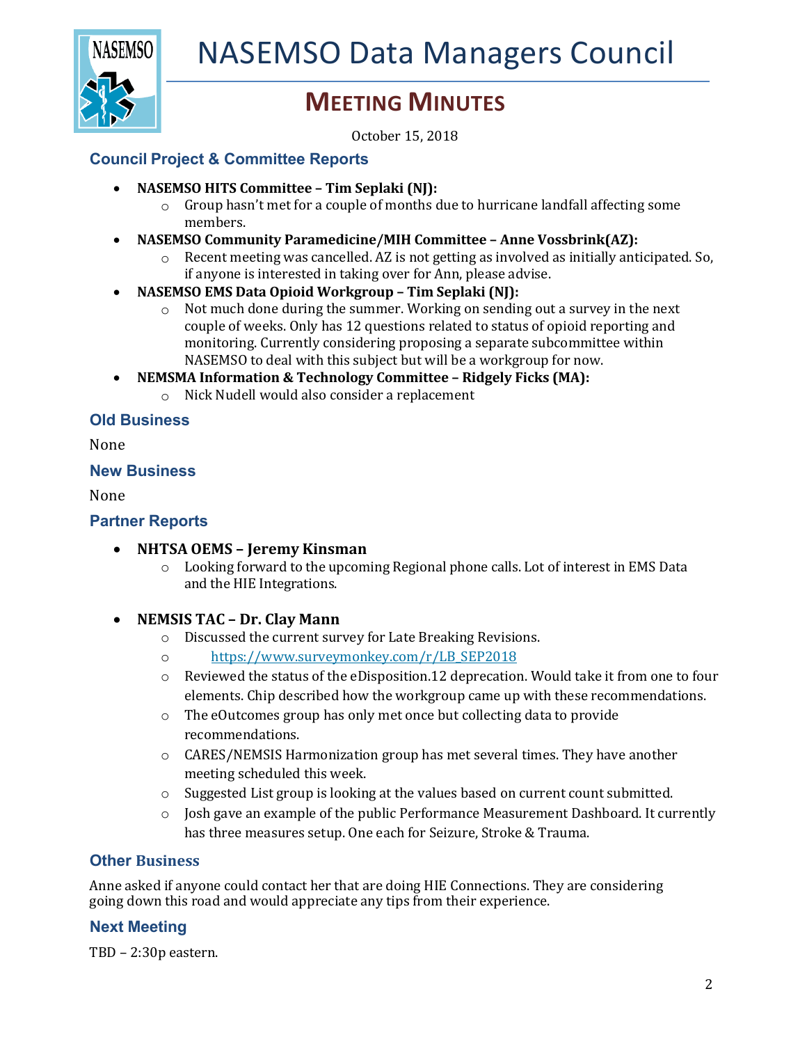# NASEMSO Data Managers Council

## MEETING MINUTES

October 15, 2018

### Council Project & Committee Reports

- **NASEMSO HITS Committee – Tim Seplaki (NJ):**
  - Group hasn't met for a couple of months due to hurricane landfall affecting some members.
- **NASEMSO Community Paramedicine/MIH Committee – Anne Vossbrink(AZ):**
  - Recent meeting was cancelled. AZ is not getting as involved as initially anticipated. So, if anyone is interested in taking over for Ann, please advise.
- **NASEMSO EMS Data Opioid Workgroup – Tim Seplaki (NJ):**
  - Not much done during the summer. Working on sending out a survey in the next couple of weeks. Only has 12 questions related to status of opioid reporting and monitoring. Currently considering proposing a separate subcommittee within NASEMSO to deal with this subject but will be a workgroup for now.
- **NEMSMA Information & Technology Committee – Ridgely Ficks (MA):**
  - Nick Nudell would also consider a replacement

### Old Business

None

### New Business

None

### Partner Reports

- **NHTSA OEMS – Jeremy Kinsman**
  - Looking forward to the upcoming Regional phone calls. Lot of interest in EMS Data and the HIE Integrations.

- **NEMSIS TAC – Dr. Clay Mann**
  - Discussed the current survey for Late Breaking Revisions.
  - https://www.surveymonkey.com/r/LB_SEP2018
  - Reviewed the status of the eDisposition.12 deprecation. Would take it from one to four elements. Chip described how the workgroup came up with these recommendations.
  - The eOutcomes group has only met once but collecting data to provide recommendations.
  - CARES/NEMSIS Harmonization group has met several times. They have another meeting scheduled this week.
  - Suggested List group is looking at the values based on current count submitted.
  - Josh gave an example of the public Performance Measurement Dashboard. It currently has three measures setup. One each for Seizure, Stroke & Trauma.

### Other Business

Anne asked if anyone could contact her that are doing HIE Connections. They are considering going down this road and would appreciate any tips from their experience.

### Next Meeting

TBD – 2:30p eastern.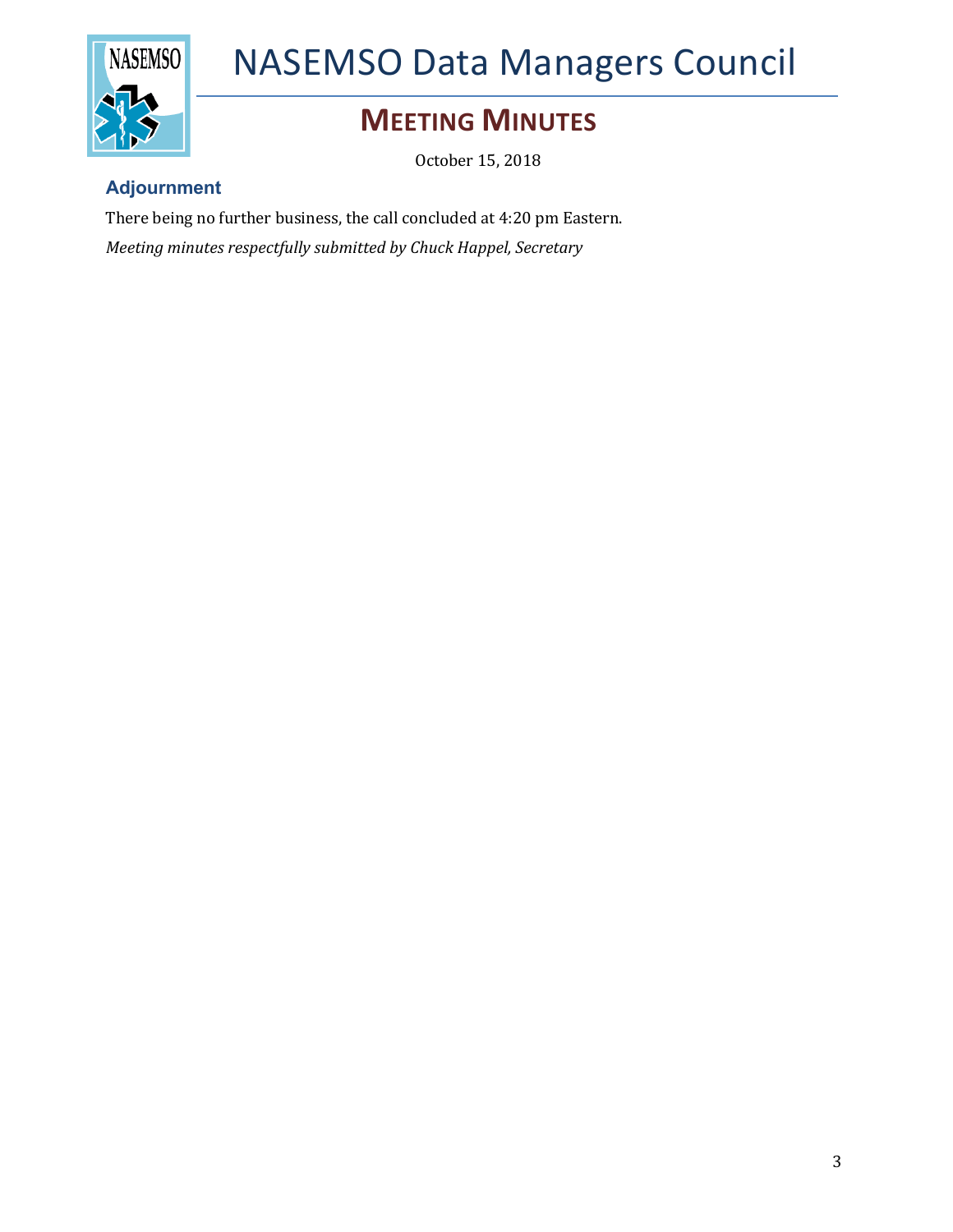## Adjournment

There being no further business, the call concluded at 4:20 pm Eastern.

*Meeting minutes respectfully submitted by Chuck Happel, Secretary*